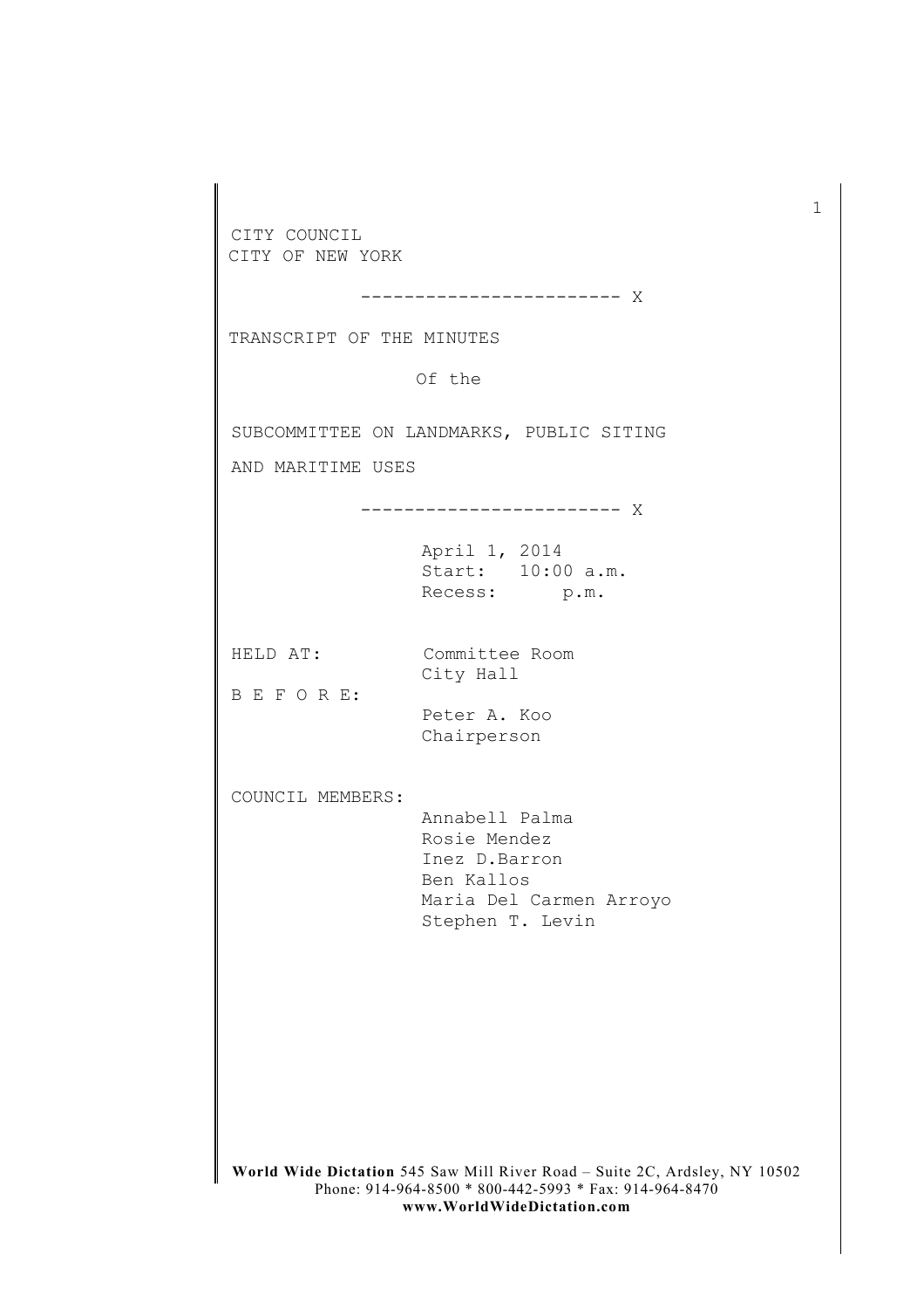CITY COUNCIL
CITY OF NEW YORK

------------------------ X

TRANSCRIPT OF THE MINUTES

Of the

SUBCOMMITTEE ON LANDMARKS, PUBLIC SITING AND MARITIME USES

------------------------ X

April 1, 2014
Start: 10:00 a.m.
Recess: p.m.

HELD AT: Committee Room
City Hall

B E F O R E:
Peter A. Koo
Chairperson

COUNCIL MEMBERS:
Annabell Palma
Rosie Mendez
Inez D.Barron
Ben Kallos
Maria Del Carmen Arroyo
Stephen T. Levin

**World Wide Dictation** 545 Saw Mill River Road – Suite 2C, Ardsley, NY 10502
Phone: 914-964-8500 * 800-442-5993 * Fax: 914-964-8470
**www.WorldWideDictation.com**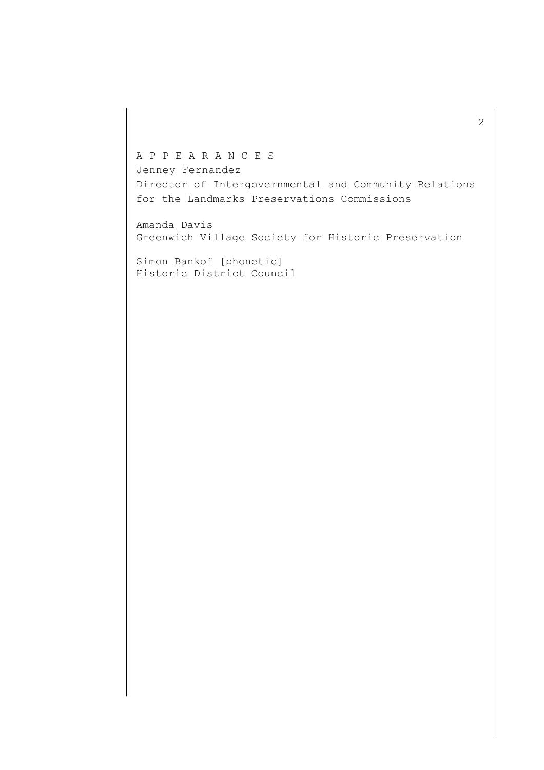A P P E A R A N C E S

Jenney Fernandez
Director of Intergovernmental and Community Relations
for the Landmarks Preservations Commissions

Amanda Davis
Greenwich Village Society for Historic Preservation

Simon Bankof [phonetic]
Historic District Council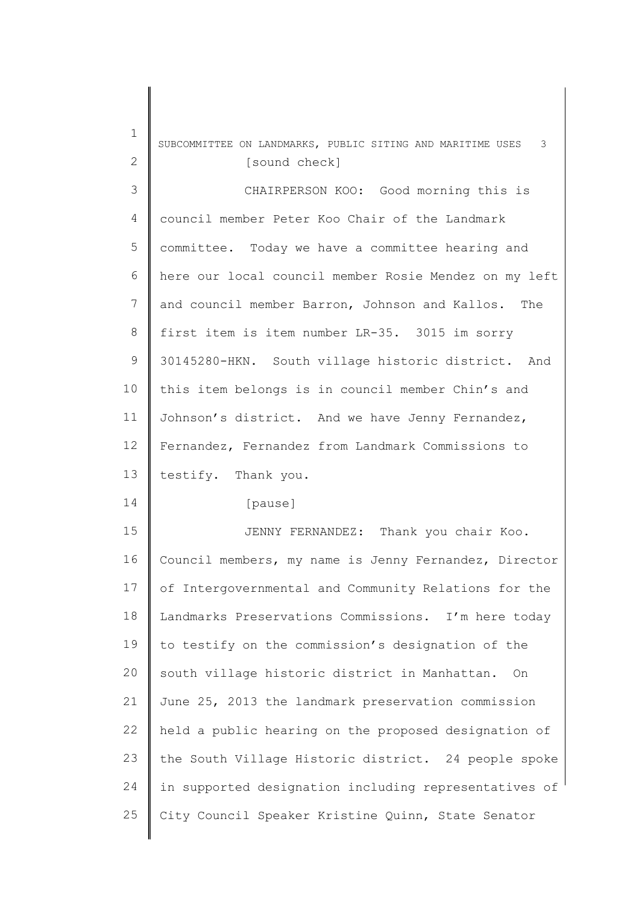[sound check]

CHAIRPERSON KOO: Good morning this is council member Peter Koo Chair of the Landmark committee. Today we have a committee hearing and here our local council member Rosie Mendez on my left and council member Barron, Johnson and Kallos. The first item is item number LR-35. 3015 im sorry 30145280-HKN. South village historic district. And this item belongs is in council member Chin's and Johnson's district. And we have Jenny Fernandez, Fernandez, Fernandez from Landmark Commissions to testify. Thank you.

[pause]

JENNY FERNANDEZ: Thank you chair Koo. Council members, my name is Jenny Fernandez, Director of Intergovernmental and Community Relations for the Landmarks Preservations Commissions. I'm here today to testify on the commission's designation of the south village historic district in Manhattan. On June 25, 2013 the landmark preservation commission held a public hearing on the proposed designation of the South Village Historic district. 24 people spoke in supported designation including representatives of City Council Speaker Kristine Quinn, State Senator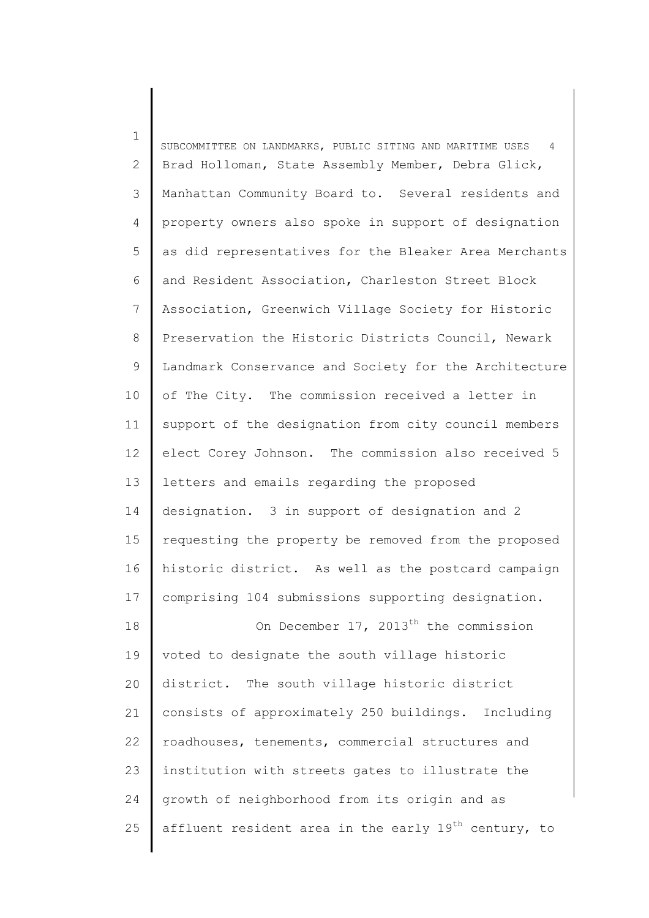Brad Holloman, State Assembly Member, Debra Glick, Manhattan Community Board to. Several residents and property owners also spoke in support of designation as did representatives for the Bleaker Area Merchants and Resident Association, Charleston Street Block Association, Greenwich Village Society for Historic Preservation the Historic Districts Council, Newark Landmark Conservance and Society for the Architecture of The City. The commission received a letter in support of the designation from city council members elect Corey Johnson. The commission also received 5 letters and emails regarding the proposed designation. 3 in support of designation and 2 requesting the property be removed from the proposed historic district. As well as the postcard campaign comprising 104 submissions supporting designation.

On December 17, 2013th the commission voted to designate the south village historic district. The south village historic district consists of approximately 250 buildings. Including roadhouses, tenements, commercial structures and institution with streets gates to illustrate the growth of neighborhood from its origin and as affluent resident area in the early 19th century, to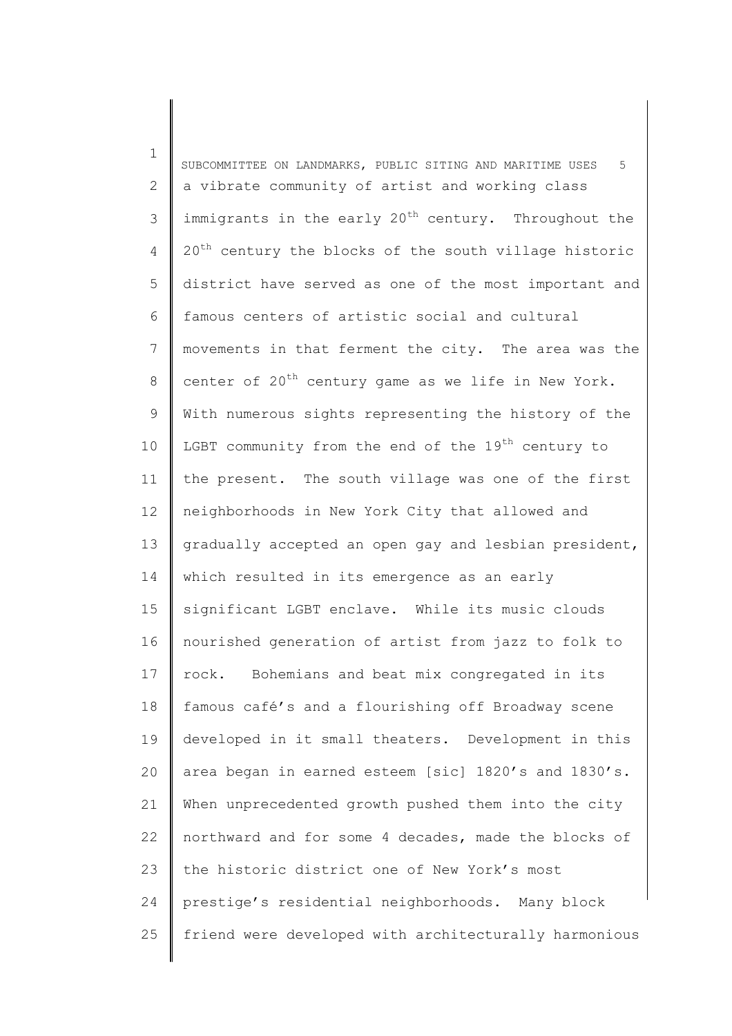a vibrate community of artist and working class immigrants in the early $20^{th}$ century. Throughout the $20^{th}$ century the blocks of the south village historic district have served as one of the most important and famous centers of artistic social and cultural movements in that ferment the city. The area was the center of $20^{th}$ century game as we life in New York. With numerous sights representing the history of the LGBT community from the end of the $19^{th}$ century to the present. The south village was one of the first neighborhoods in New York City that allowed and gradually accepted an open gay and lesbian president, which resulted in its emergence as an early significant LGBT enclave. While its music clouds nourished generation of artist from jazz to folk to rock. Bohemians and beat mix congregated in its famous café's and a flourishing off Broadway scene developed in it small theaters. Development in this area began in earned esteem [sic] 1820's and 1830's. When unprecedented growth pushed them into the city northward and for some 4 decades, made the blocks of the historic district one of New York's most prestige's residential neighborhoods. Many block friend were developed with architecturally harmonious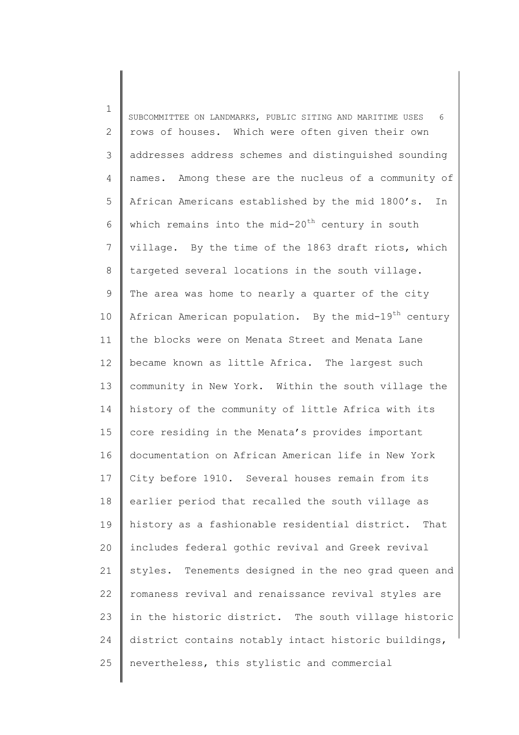rows of houses. Which were often given their own addresses address schemes and distinguished sounding names. Among these are the nucleus of a community of African Americans established by the mid 1800's. In which remains into the mid-20th century in south village. By the time of the 1863 draft riots, which targeted several locations in the south village. The area was home to nearly a quarter of the city African American population. By the mid-19th century the blocks were on Menata Street and Menata Lane became known as little Africa. The largest such community in New York. Within the south village the history of the community of little Africa with its core residing in the Menata's provides important documentation on African American life in New York City before 1910. Several houses remain from its earlier period that recalled the south village as history as a fashionable residential district. That includes federal gothic revival and Greek revival styles. Tenements designed in the neo grad queen and romaness revival and renaissance revival styles are in the historic district. The south village historic district contains notably intact historic buildings, nevertheless, this stylistic and commercial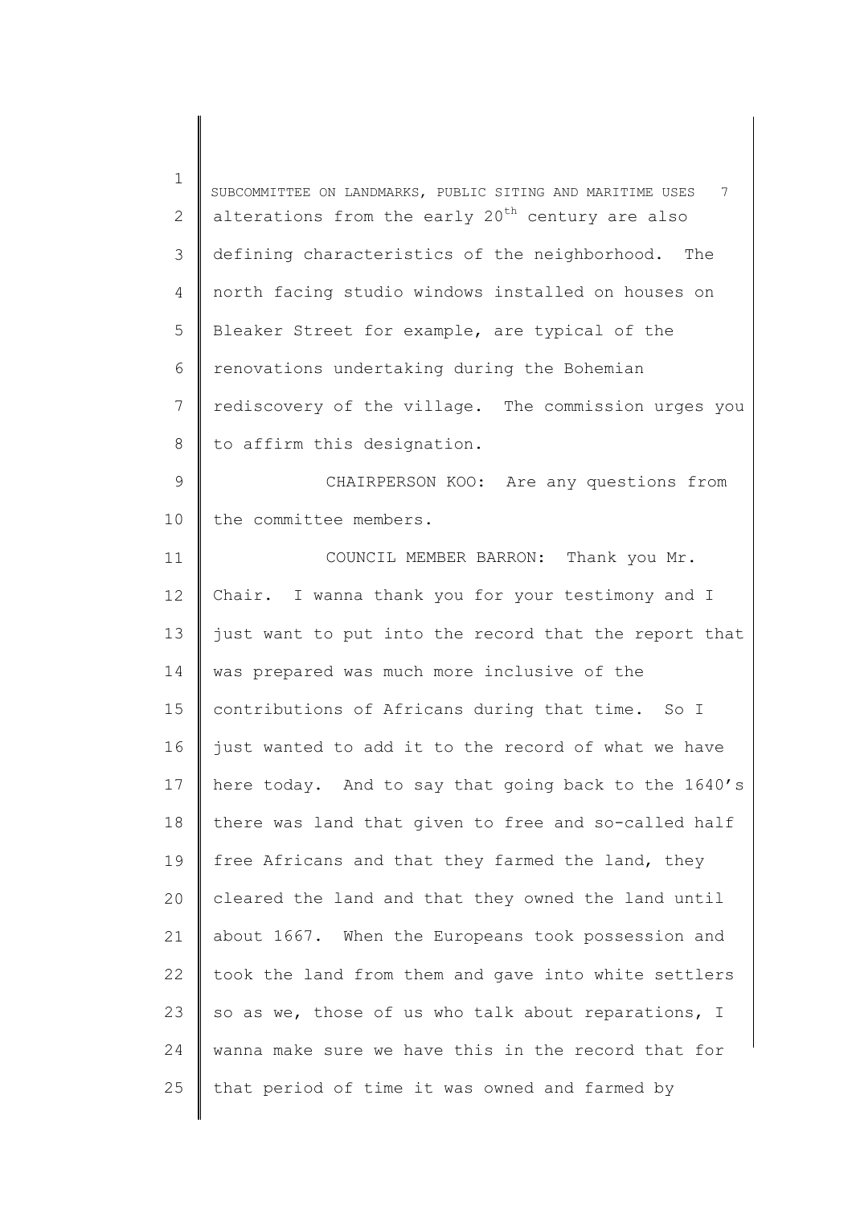alterations from the early $20^{th}$ century are also defining characteristics of the neighborhood. The north facing studio windows installed on houses on Bleaker Street for example, are typical of the renovations undertaking during the Bohemian rediscovery of the village. The commission urges you to affirm this designation.

CHAIRPERSON KOO: Are any questions from the committee members.

COUNCIL MEMBER BARRON: Thank you Mr. Chair. I wanna thank you for your testimony and I just want to put into the record that the report that was prepared was much more inclusive of the contributions of Africans during that time. So I just wanted to add it to the record of what we have here today. And to say that going back to the 1640's there was land that given to free and so-called half free Africans and that they farmed the land, they cleared the land and that they owned the land until about 1667. When the Europeans took possession and took the land from them and gave into white settlers so as we, those of us who talk about reparations, I wanna make sure we have this in the record that for that period of time it was owned and farmed by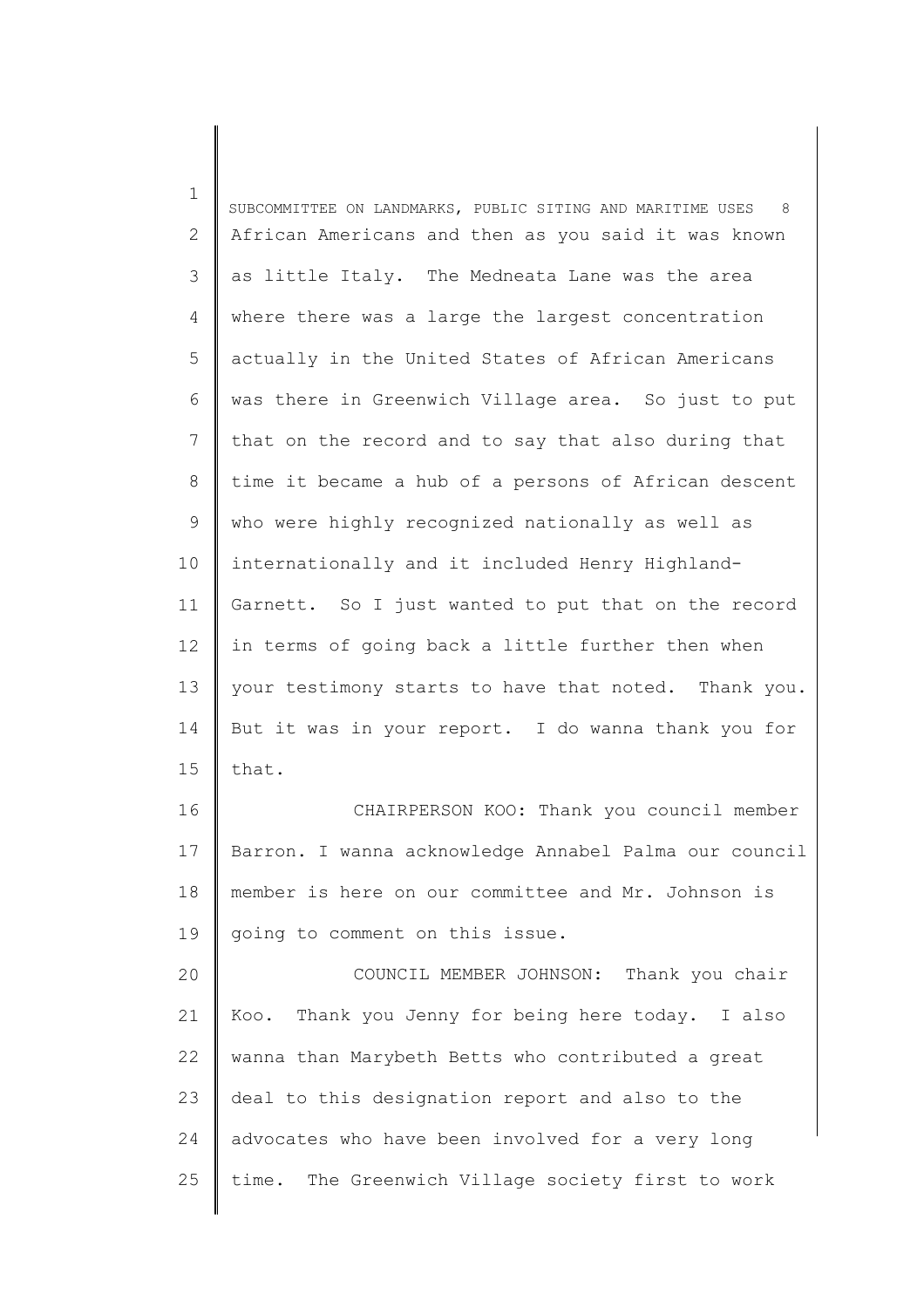African Americans and then as you said it was known as little Italy. The Medneata Lane was the area where there was a large the largest concentration actually in the United States of African Americans was there in Greenwich Village area. So just to put that on the record and to say that also during that time it became a hub of a persons of African descent who were highly recognized nationally as well as internationally and it included Henry Highland-Garnett. So I just wanted to put that on the record in terms of going back a little further then when your testimony starts to have that noted. Thank you. But it was in your report. I do wanna thank you for that.

CHAIRPERSON KOO: Thank you council member Barron. I wanna acknowledge Annabel Palma our council member is here on our committee and Mr. Johnson is going to comment on this issue.

COUNCIL MEMBER JOHNSON: Thank you chair Koo. Thank you Jenny for being here today. I also wanna than Marybeth Betts who contributed a great deal to this designation report and also to the advocates who have been involved for a very long time. The Greenwich Village society first to work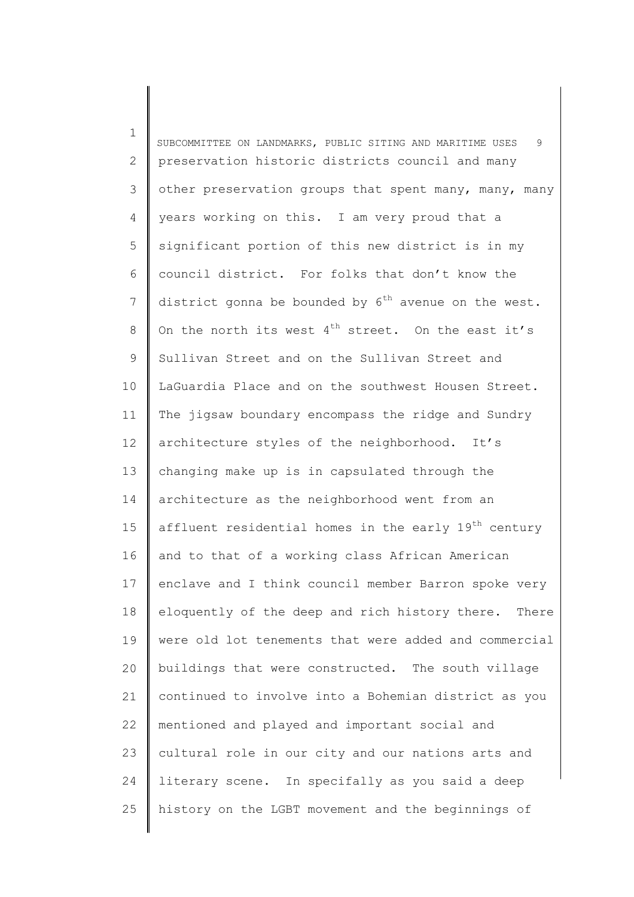preservation historic districts council and many other preservation groups that spent many, many, many years working on this. I am very proud that a significant portion of this new district is in my council district. For folks that don't know the district gonna be bounded by 6th avenue on the west. On the north its west 4th street. On the east it's Sullivan Street and on the Sullivan Street and LaGuardia Place and on the southwest Housen Street. The jigsaw boundary encompass the ridge and Sundry architecture styles of the neighborhood. It's changing make up is in capsulated through the architecture as the neighborhood went from an affluent residential homes in the early 19th century and to that of a working class African American enclave and I think council member Barron spoke very eloquently of the deep and rich history there. There were old lot tenements that were added and commercial buildings that were constructed. The south village continued to involve into a Bohemian district as you mentioned and played and important social and cultural role in our city and our nations arts and literary scene. In specifally as you said a deep history on the LGBT movement and the beginnings of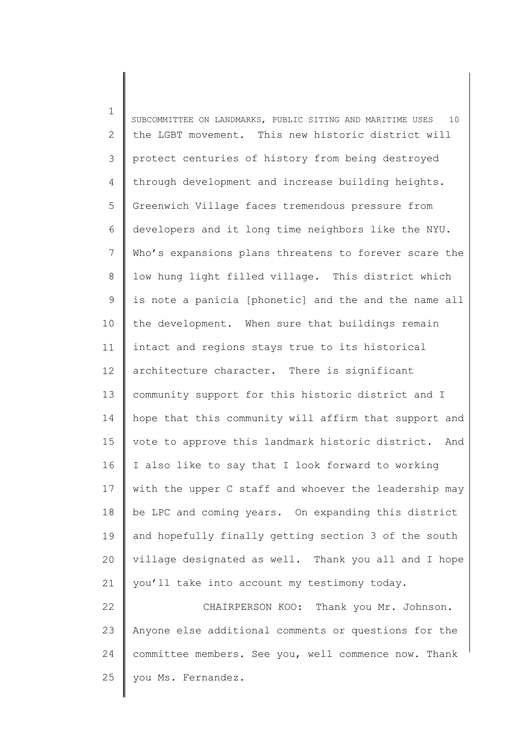the LGBT movement. This new historic district will protect centuries of history from being destroyed through development and increase building heights. Greenwich Village faces tremendous pressure from developers and it long time neighbors like the NYU. Who's expansions plans threatens to forever scare the low hung light filled village. This district which is note a panicia [phonetic] and the and the name all the development. When sure that buildings remain intact and regions stays true to its historical architecture character. There is significant community support for this historic district and I hope that this community will affirm that support and vote to approve this landmark historic district. And I also like to say that I look forward to working with the upper C staff and whoever the leadership may be LPC and coming years. On expanding this district and hopefully finally getting section 3 of the south village designated as well. Thank you all and I hope you'll take into account my testimony today.

CHAIRPERSON KOO: Thank you Mr. Johnson. Anyone else additional comments or questions for the committee members. See you, well commence now. Thank you Ms. Fernandez.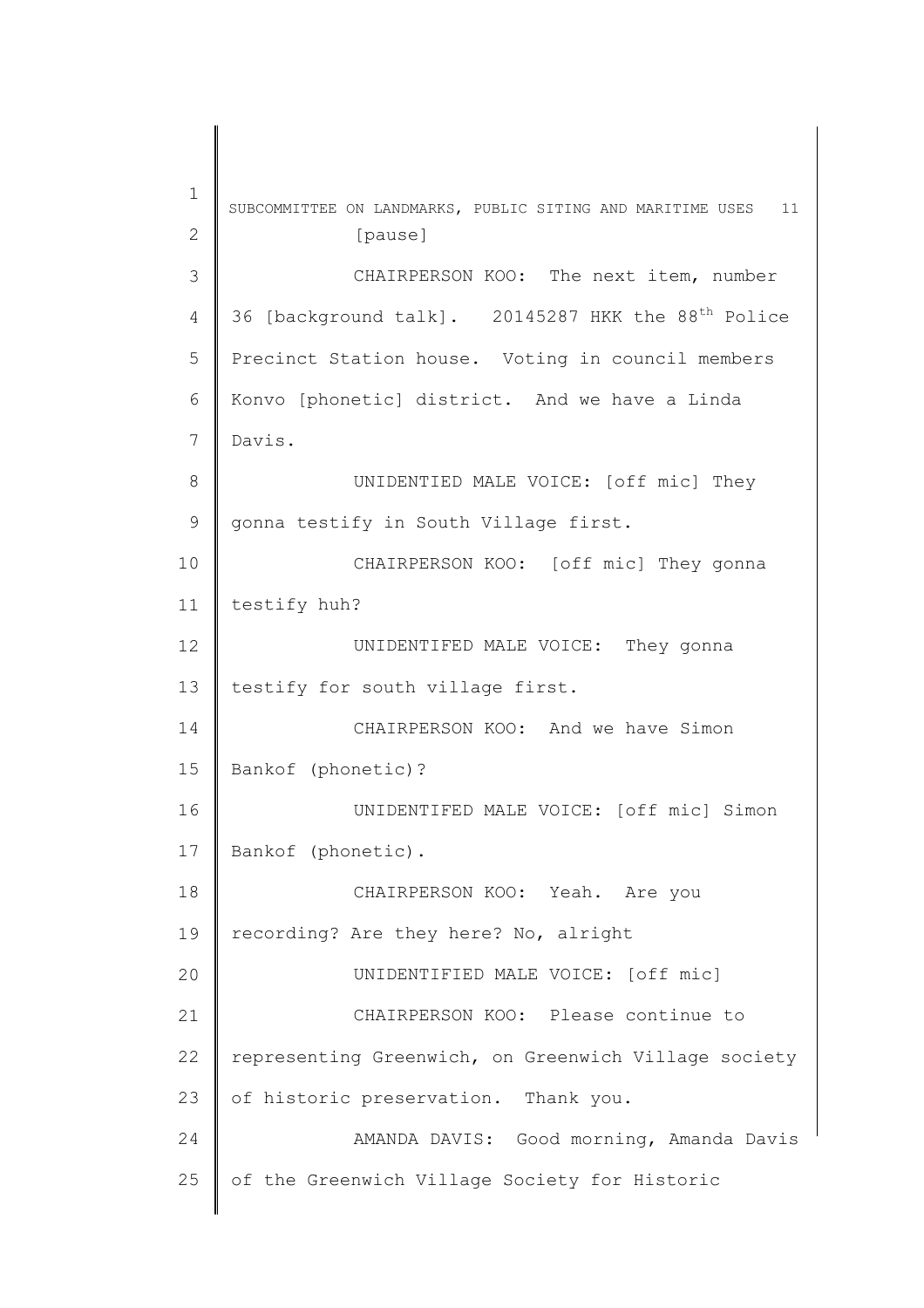[pause]

CHAIRPERSON KOO: The next item, number 36 [background talk]. 20145287 HKK the 88th Police Precinct Station house. Voting in council members Konvo [phonetic] district. And we have a Linda Davis.

UNIDENTIED MALE VOICE: [off mic] They gonna testify in South Village first.

CHAIRPERSON KOO: [off mic] They gonna testify huh?

UNIDENTIFED MALE VOICE: They gonna testify for south village first.

CHAIRPERSON KOO: And we have Simon Bankof (phonetic)?

UNIDENTIFED MALE VOICE: [off mic] Simon Bankof (phonetic).

CHAIRPERSON KOO: Yeah. Are you recording? Are they here? No, alright

UNIDENTIFIED MALE VOICE: [off mic]

CHAIRPERSON KOO: Please continue to representing Greenwich, on Greenwich Village society of historic preservation. Thank you.

AMANDA DAVIS: Good morning, Amanda Davis of the Greenwich Village Society for Historic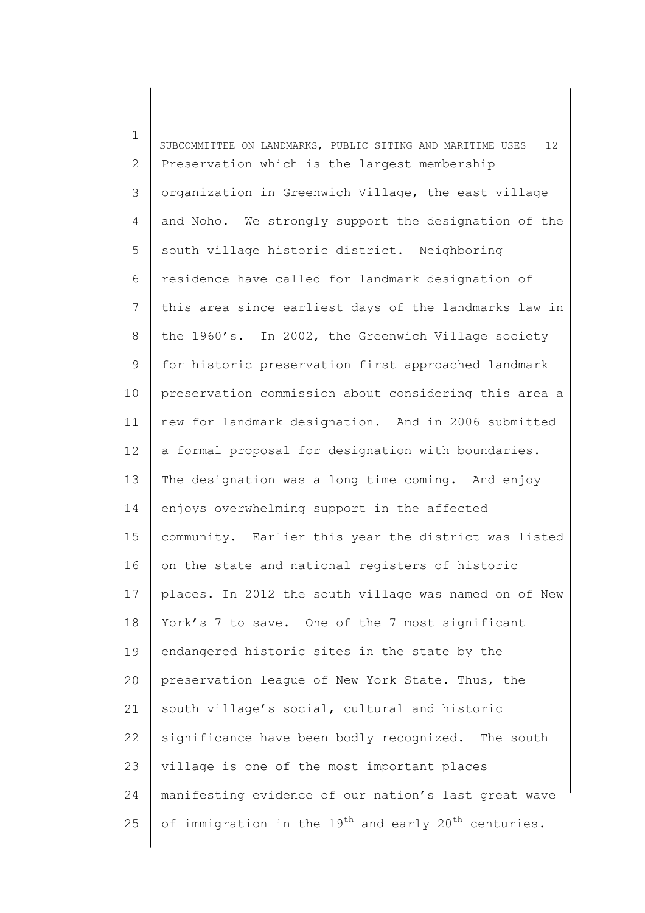Preservation which is the largest membership organization in Greenwich Village, the east village and Noho. We strongly support the designation of the south village historic district. Neighboring residence have called for landmark designation of this area since earliest days of the landmarks law in the 1960's. In 2002, the Greenwich Village society for historic preservation first approached landmark preservation commission about considering this area a new for landmark designation. And in 2006 submitted a formal proposal for designation with boundaries. The designation was a long time coming. And enjoy enjoys overwhelming support in the affected community. Earlier this year the district was listed on the state and national registers of historic places. In 2012 the south village was named on of New York's 7 to save. One of the 7 most significant endangered historic sites in the state by the preservation league of New York State. Thus, the south village's social, cultural and historic significance have been bodly recognized. The south village is one of the most important places manifesting evidence of our nation's last great wave of immigration in the 19th and early 20th centuries.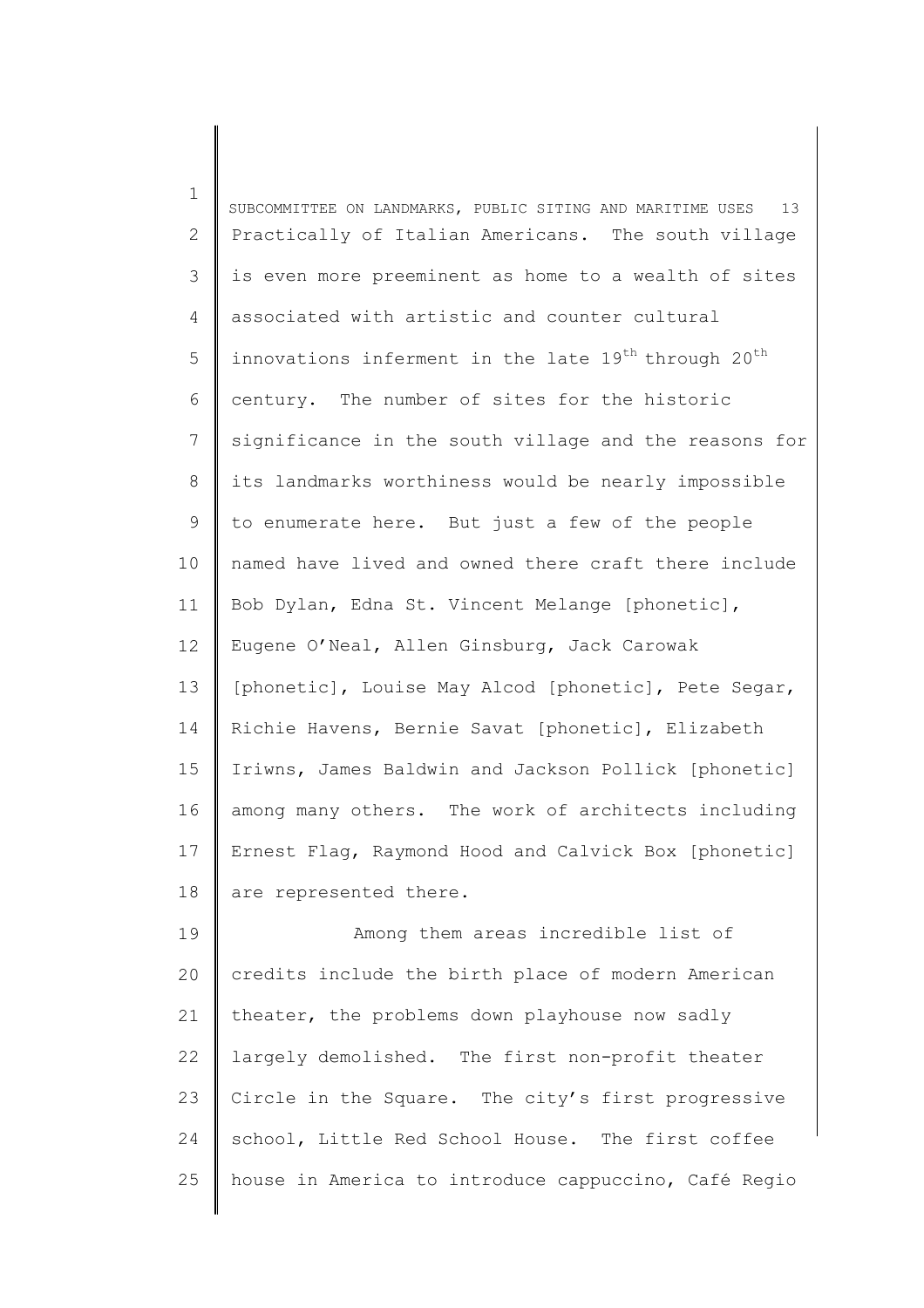Practically of Italian Americans. The south village is even more preeminent as home to a wealth of sites associated with artistic and counter cultural innovations inferment in the late $19^{th}$ through $20^{th}$ century. The number of sites for the historic significance in the south village and the reasons for its landmarks worthiness would be nearly impossible to enumerate here. But just a few of the people named have lived and owned there craft there include Bob Dylan, Edna St. Vincent Melange [phonetic], Eugene O'Neal, Allen Ginsburg, Jack Carowak [phonetic], Louise May Alcod [phonetic], Pete Segar, Richie Havens, Bernie Savat [phonetic], Elizabeth Iriwns, James Baldwin and Jackson Pollick [phonetic] among many others. The work of architects including Ernest Flag, Raymond Hood and Calvick Box [phonetic] are represented there.

Among them areas incredible list of credits include the birth place of modern American theater, the problems down playhouse now sadly largely demolished. The first non-profit theater Circle in the Square. The city's first progressive school, Little Red School House. The first coffee house in America to introduce cappuccino, Café Regio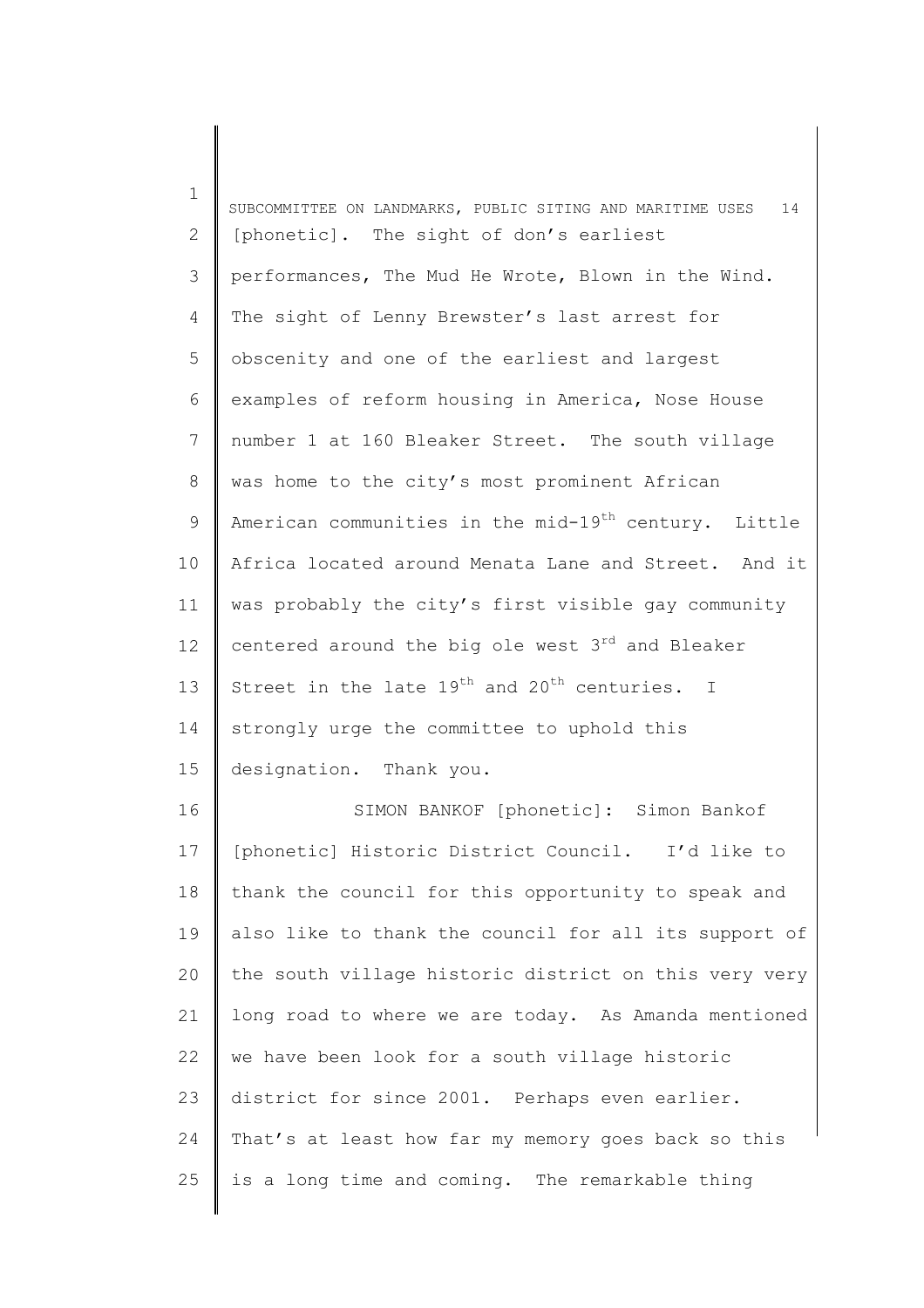[phonetic]. The sight of don's earliest performances, The Mud He Wrote, Blown in the Wind. The sight of Lenny Brewster's last arrest for obscenity and one of the earliest and largest examples of reform housing in America, Nose House number 1 at 160 Bleaker Street. The south village was home to the city's most prominent African American communities in the mid-19th century. Little Africa located around Menata Lane and Street. And it was probably the city's first visible gay community centered around the big ole west 3rd and Bleaker Street in the late 19th and 20th centuries. I strongly urge the committee to uphold this designation. Thank you.

SIMON BANKOF [phonetic]: Simon Bankof [phonetic] Historic District Council. I'd like to thank the council for this opportunity to speak and also like to thank the council for all its support of the south village historic district on this very very long road to where we are today. As Amanda mentioned we have been look for a south village historic district for since 2001. Perhaps even earlier. That's at least how far my memory goes back so this is a long time and coming. The remarkable thing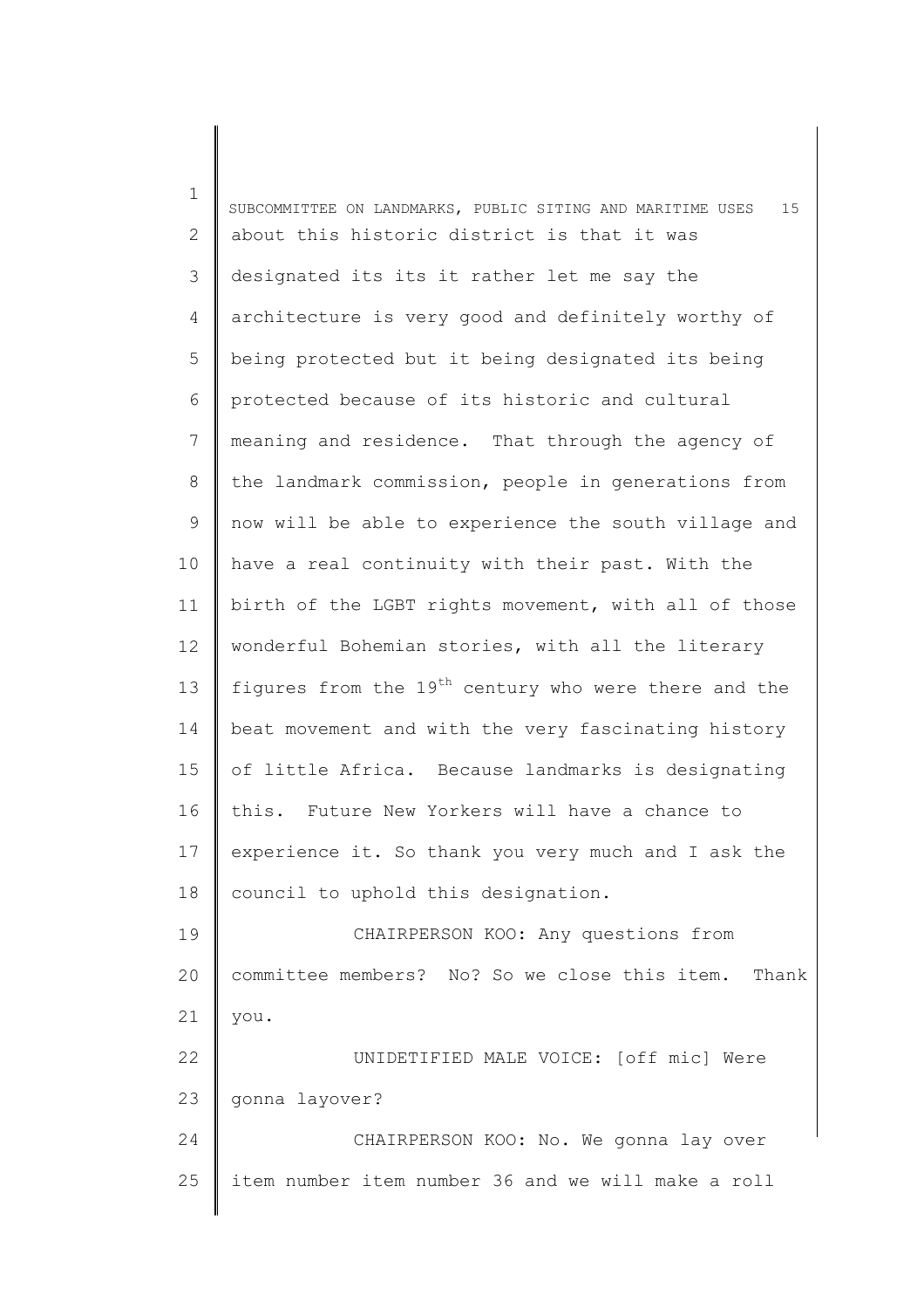about this historic district is that it was designated its its it rather let me say the architecture is very good and definitely worthy of being protected but it being designated its being protected because of its historic and cultural meaning and residence. That through the agency of the landmark commission, people in generations from now will be able to experience the south village and have a real continuity with their past. With the birth of the LGBT rights movement, with all of those wonderful Bohemian stories, with all the literary figures from the 19th century who were there and the beat movement and with the very fascinating history of little Africa. Because landmarks is designating this. Future New Yorkers will have a chance to experience it. So thank you very much and I ask the council to uphold this designation.

CHAIRPERSON KOO: Any questions from committee members? No? So we close this item. Thank you.

UNIDETIFIED MALE VOICE: [off mic] Were gonna layover?

CHAIRPERSON KOO: No. We gonna lay over item number item number 36 and we will make a roll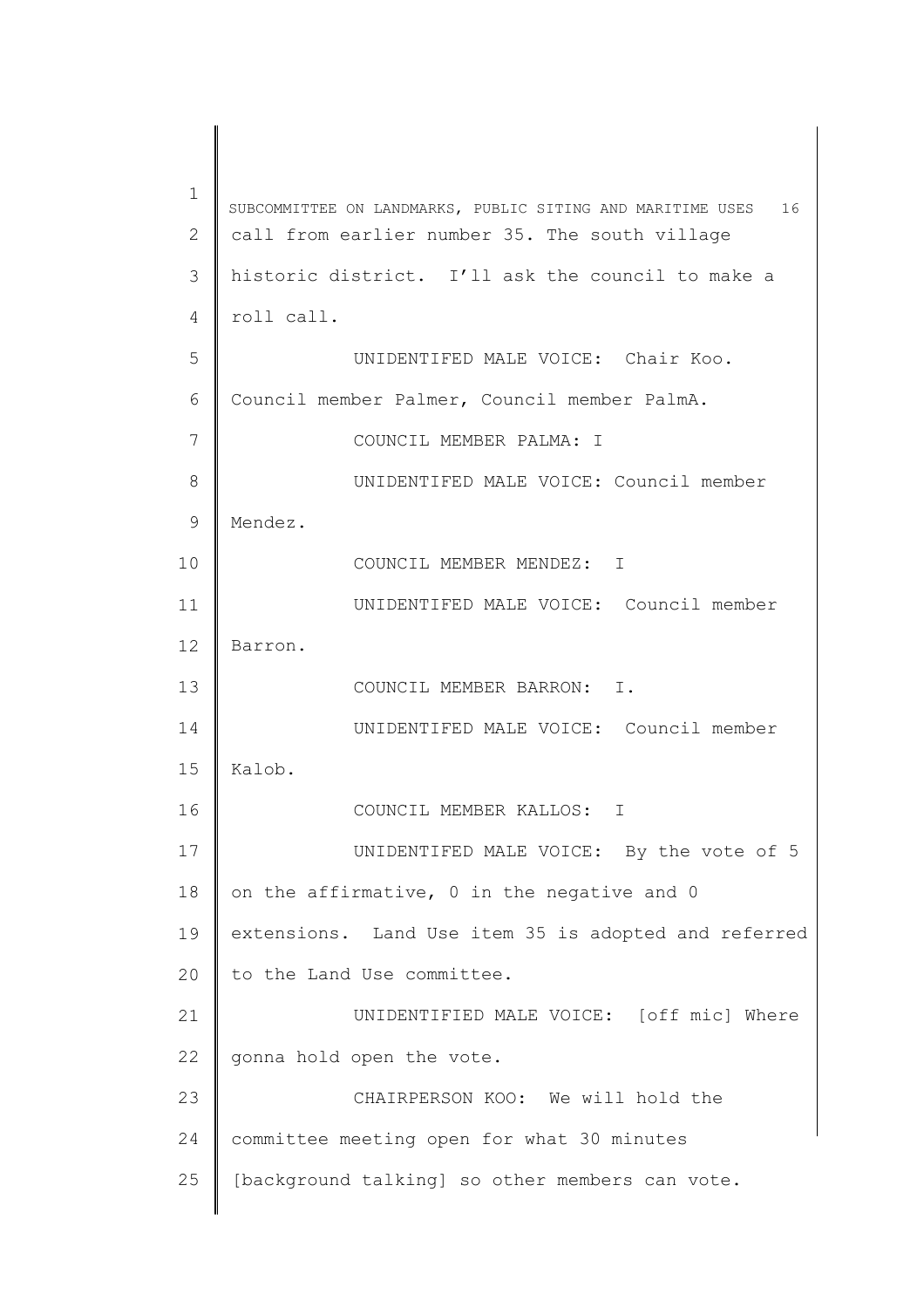call from earlier number 35. The south village historic district. I'll ask the council to make a roll call.

UNIDENTIFED MALE VOICE: Chair Koo. Council member Palmer, Council member PalmA.

COUNCIL MEMBER PALMA: I

UNIDENTIFED MALE VOICE: Council member Mendez.

COUNCIL MEMBER MENDEZ: I

UNIDENTIFED MALE VOICE: Council member Barron.

COUNCIL MEMBER BARRON: I.

UNIDENTIFED MALE VOICE: Council member Kalob.

COUNCIL MEMBER KALLOS: I

UNIDENTIFED MALE VOICE: By the vote of 5 on the affirmative, 0 in the negative and 0 extensions. Land Use item 35 is adopted and referred to the Land Use committee.

UNIDENTIFIED MALE VOICE: [off mic] Where gonna hold open the vote.

CHAIRPERSON KOO: We will hold the committee meeting open for what 30 minutes [background talking] so other members can vote.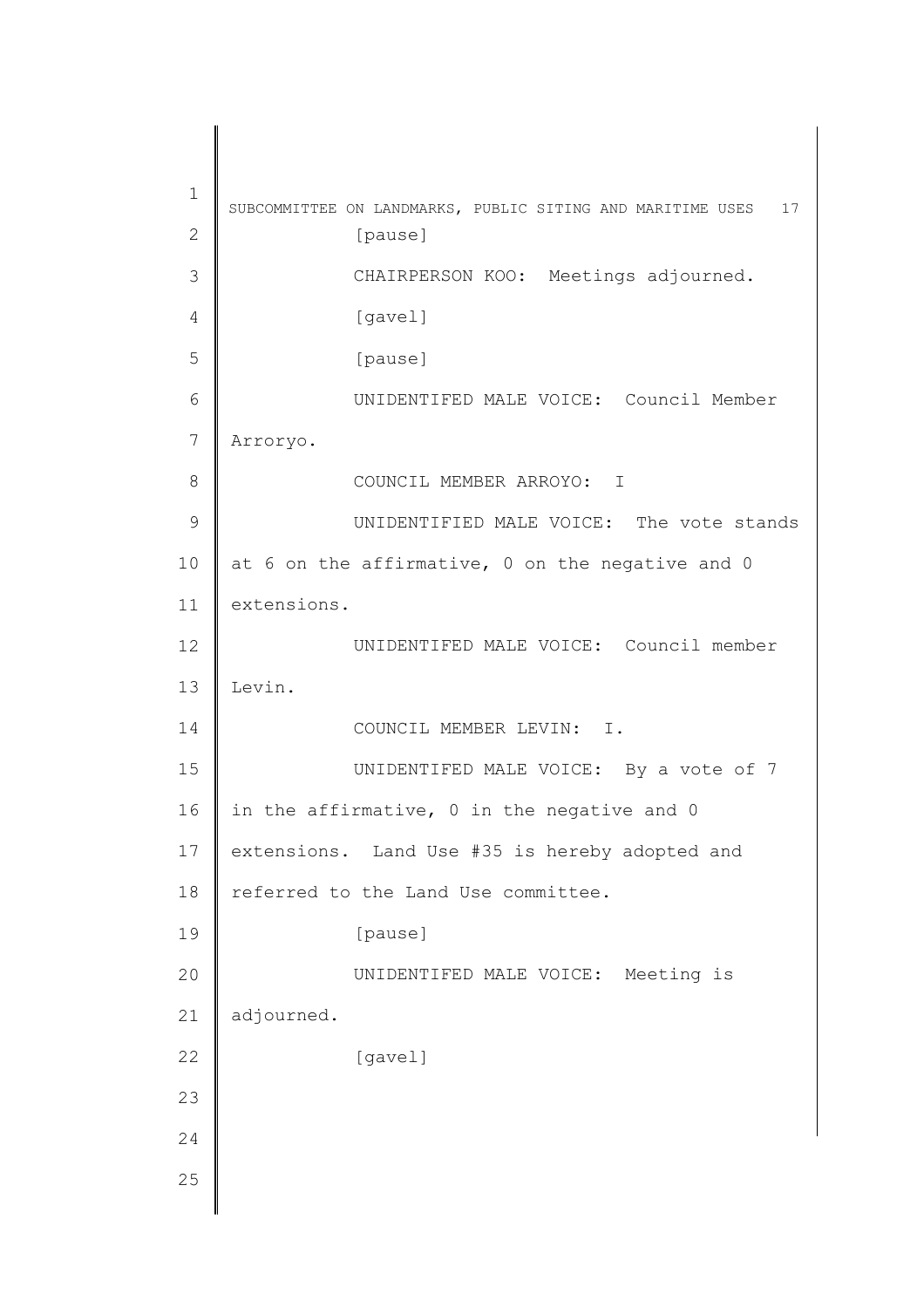[pause]

CHAIRPERSON KOO: Meetings adjourned.

[gavel]

[pause]

UNIDENTIFED MALE VOICE: Council Member Arroryo.

COUNCIL MEMBER ARROYO: I

UNIDENTIFIED MALE VOICE: The vote stands at 6 on the affirmative, 0 on the negative and 0 extensions.

UNIDENTIFED MALE VOICE: Council member Levin.

COUNCIL MEMBER LEVIN: I.

UNIDENTIFED MALE VOICE: By a vote of 7 in the affirmative, 0 in the negative and 0 extensions. Land Use #35 is hereby adopted and referred to the Land Use committee.

[pause]

UNIDENTIFED MALE VOICE: Meeting is adjourned.

[gavel]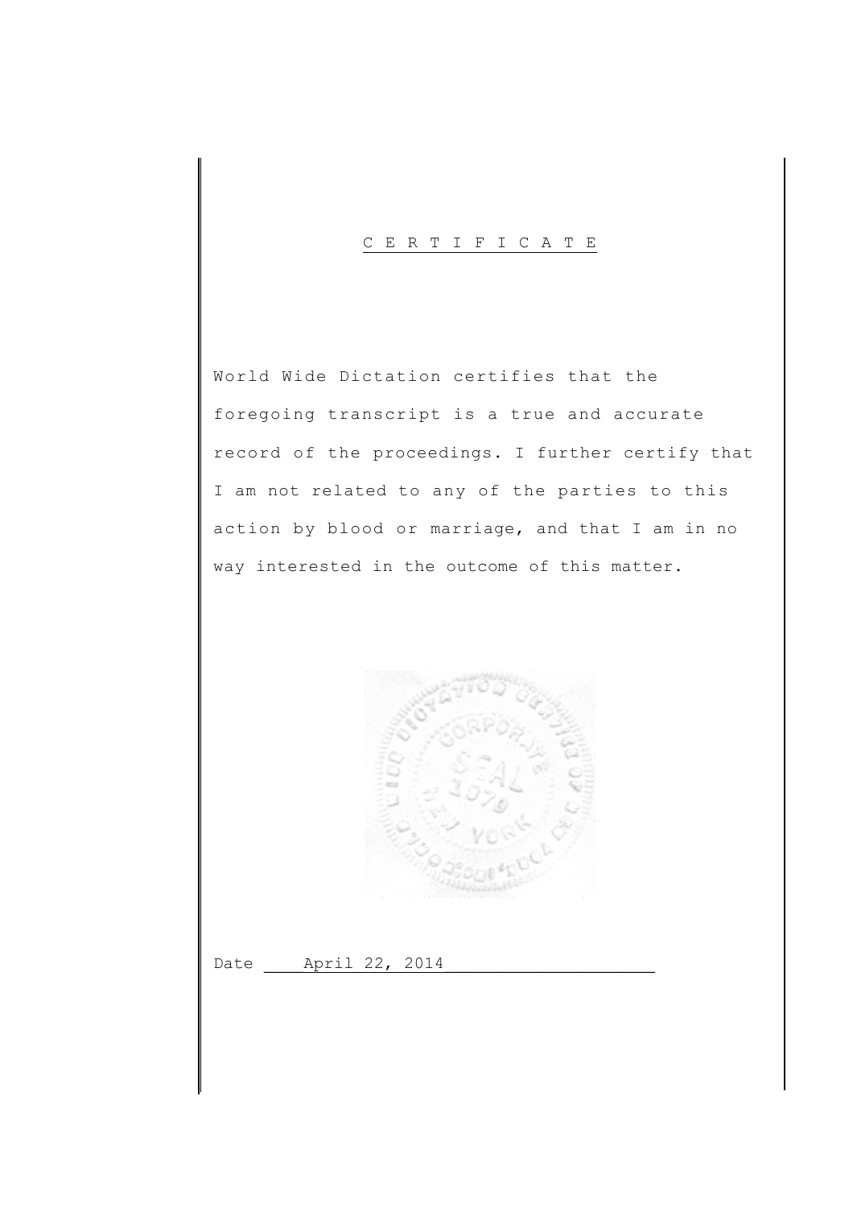# C E R T I F I C A T E

World Wide Dictation certifies that the foregoing transcript is a true and accurate record of the proceedings. I further certify that I am not related to any of the parties to this action by blood or marriage, and that I am in no way interested in the outcome of this matter.

Date April 22, 2014